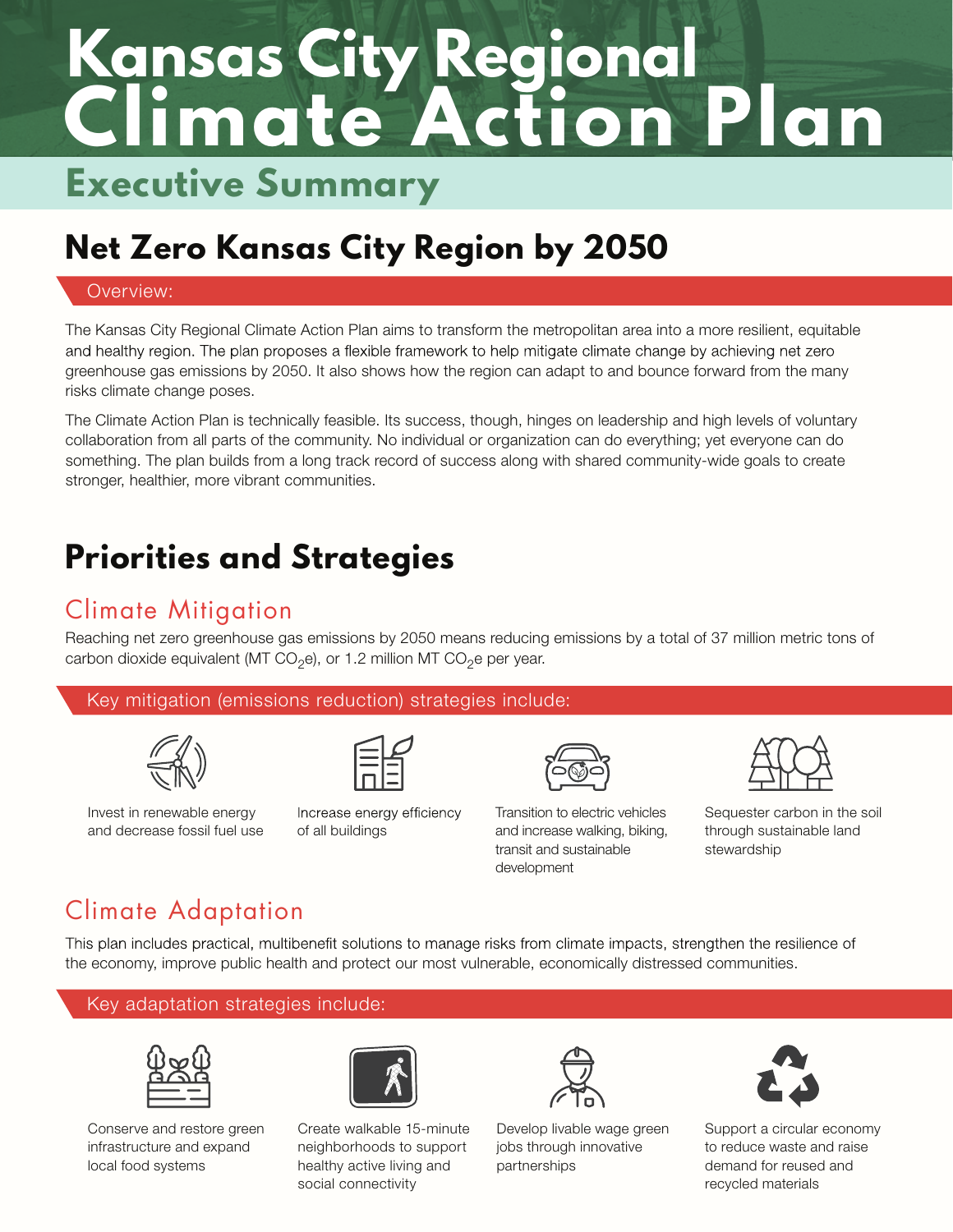# Kansas City Regional Climate Action Plan

## Executive Summary

## Net Zero Kansas City Region by 2050

### Overview:

The Kansas City Regional Climate Action Plan aims to transform the metropolitan area into a more resilient, equitable and healthy region. The plan proposes a flexible framework to help mitigate climate change by achieving net zero greenhouse gas emissions by 2050. It also shows how the region can adapt to and bounce forward from the many risks climate change poses.

The Climate Action Plan is technically feasible. Its success, though, hinges on leadership and high levels of voluntary collaboration from all parts of the community. No individual or organization can do everything; yet everyone can do something. The plan builds from a long track record of success along with shared community-wide goals to create stronger, healthier, more vibrant communities.

## Priorities and Strategies

### Climate Mitigation

Reaching net zero greenhouse gas emissions by 2050 means reducing emissions by a total of 37 million metric tons of carbon dioxide equivalent (MT $CO_2$e), or 1.2 million MT $CO_2$e per year.

#### Key mitigation (emissions reduction) strategies include:

- Invest in renewable energy and decrease fossil fuel use
- Increase energy efficiency of all buildings
- Transition to electric vehicles and increase walking, biking, transit and sustainable development
- Sequester carbon in the soil through sustainable land stewardship

### Climate Adaptation

This plan includes practical, multibenefit solutions to manage risks from climate impacts, strengthen the resilience of the economy, improve public health and protect our most vulnerable, economically distressed communities.

#### Key adaptation strategies include:

- Conserve and restore green infrastructure and expand local food systems
- Create walkable 15-minute neighborhoods to support healthy active living and social connectivity
- Develop livable wage green jobs through innovative partnerships
- Support a circular economy to reduce waste and raise demand for reused and recycled materials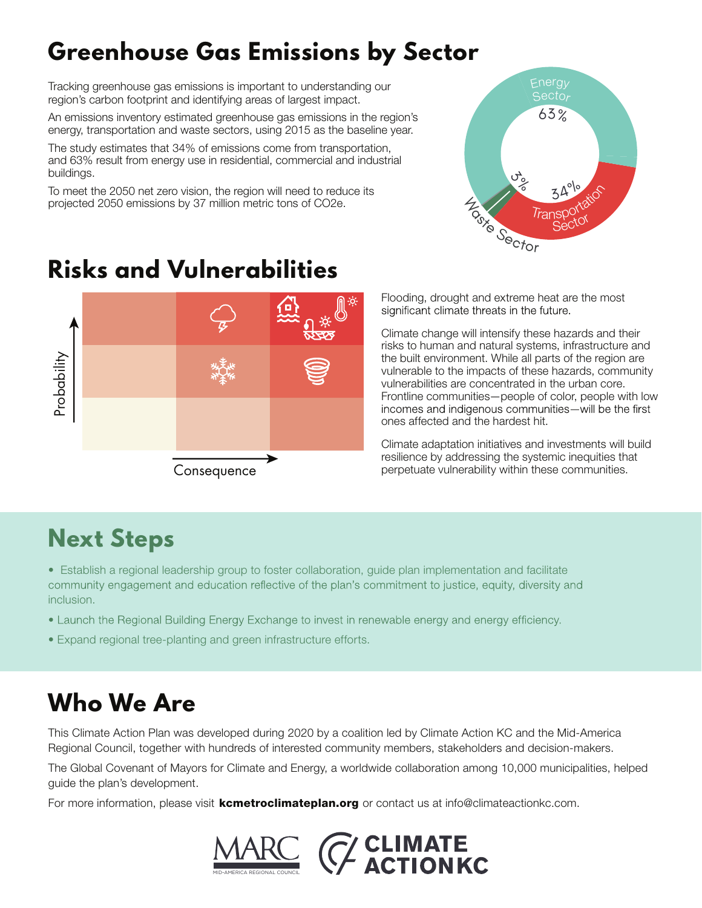# Greenhouse Gas Emissions by Sector

Tracking greenhouse gas emissions is important to understanding our region's carbon footprint and identifying areas of largest impact.

An emissions inventory estimated greenhouse gas emissions in the region's energy, transportation and waste sectors, using 2015 as the baseline year.

The study estimates that 34% of emissions come from transportation, and 63% result from energy use in residential, commercial and industrial buildings.

To meet the 2050 net zero vision, the region will need to reduce its projected 2050 emissions by 37 million metric tons of $CO_2e$.

Energy Sector
63%

Transportation Sector
34%

Waste Sector
3%

# Risks and Vulnerabilities

Probability

Consequence

Flooding, drought and extreme heat are the most significant climate threats in the future.

Climate change will intensify these hazards and their risks to human and natural systems, infrastructure and the built environment. While all parts of the region are vulnerable to the impacts of these hazards, community vulnerabilities are concentrated in the urban core. Frontline communities—people of color, people with low incomes and indigenous communities—will be the first ones affected and the hardest hit.

Climate adaptation initiatives and investments will build resilience by addressing the systemic inequities that perpetuate vulnerability within these communities.

# Next Steps

- Establish a regional leadership group to foster collaboration, guide plan implementation and facilitate community engagement and education reflective of the plan's commitment to justice, equity, diversity and inclusion.
- Launch the Regional Building Energy Exchange to invest in renewable energy and energy efficiency.
- Expand regional tree-planting and green infrastructure efforts.

# Who We Are

This Climate Action Plan was developed during 2020 by a coalition led by Climate Action KC and the Mid-America Regional Council, together with hundreds of interested community members, stakeholders and decision-makers.

The Global Covenant of Mayors for Climate and Energy, a worldwide collaboration among 10,000 municipalities, helped guide the plan's development.

For more information, please visit **kcmetroclimateplan.org** or contact us at info@climateactionkc.com.

MARC
MID-AMERICA REGIONAL COUNCIL

CLIMATE ACTION KC